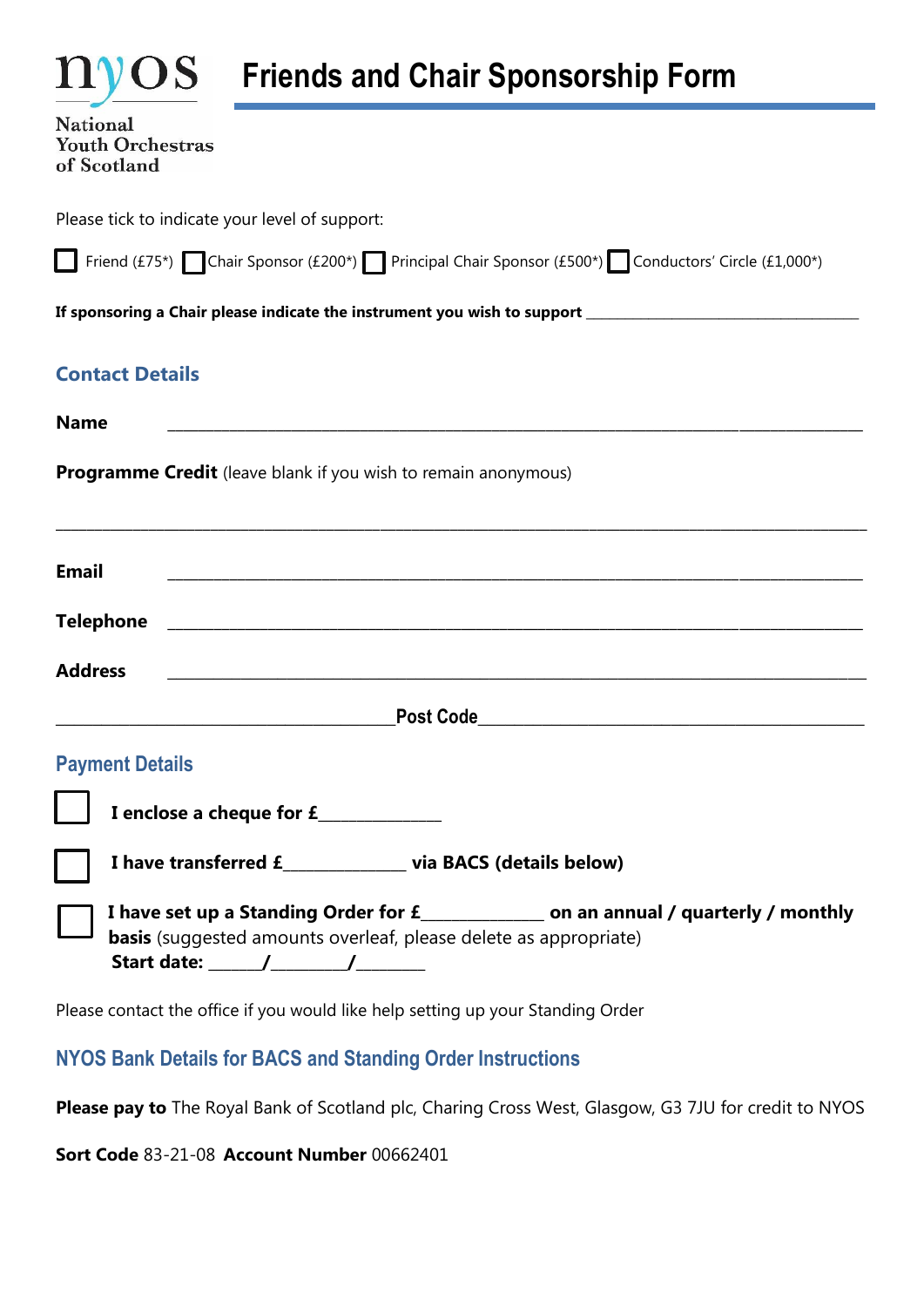nyos

National Youth Orchestras of Scotland

# Friends and Chair Sponsorship Form

Please tick to indicate your level of support:

☐ Friend (£75*) ☐ Chair Sponsor (£200*) ☐ Principal Chair Sponsor (£500*) ☐ Conductors' Circle (£1,000*)

**If sponsoring a Chair please indicate the instrument you wish to support** ______________________________

## Contact Details

**Name** ______________________________________________________________

**Programme Credit** (leave blank if you wish to remain anonymous)

______________________________________________________________________

**Email** ______________________________________________________________

**Telephone** __________________________________________________________

**Address** ____________________________________________________________

______________________________**Post Code**_______________________________

## Payment Details

☐ **I enclose a cheque for £**____________

☐ **I have transferred £**____________ **via BACS (details below)**

☐ **I have set up a Standing Order for £**____________ **on an annual / quarterly / monthly basis** (suggested amounts overleaf, please delete as appropriate)
**Start date:** _____/_______/_______

Please contact the office if you would like help setting up your Standing Order

## NYOS Bank Details for BACS and Standing Order Instructions

**Please pay to** The Royal Bank of Scotland plc, Charing Cross West, Glasgow, G3 7JU for credit to NYOS

**Sort Code** 83-21-08 **Account Number** 00662401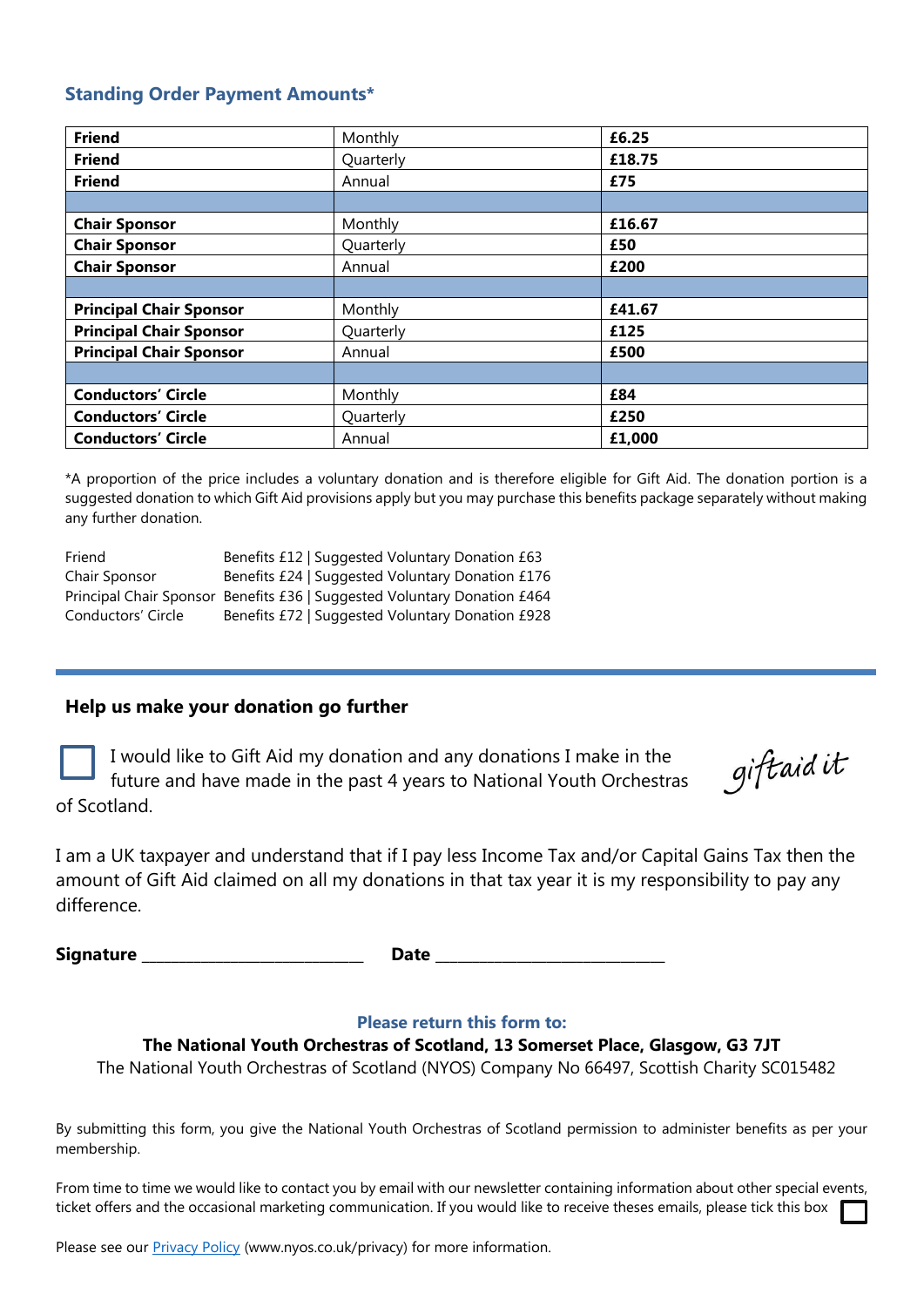## Standing Order Payment Amounts*

| | | |
|---|---|---|
| **Friend** | Monthly | **£6.25** |
| **Friend** | Quarterly | **£18.75** |
| **Friend** | Annual | **£75** |
| | | |
| **Chair Sponsor** | Monthly | **£16.67** |
| **Chair Sponsor** | Quarterly | **£50** |
| **Chair Sponsor** | Annual | **£200** |
| | | |
| **Principal Chair Sponsor** | Monthly | **£41.67** |
| **Principal Chair Sponsor** | Quarterly | **£125** |
| **Principal Chair Sponsor** | Annual | **£500** |
| | | |
| **Conductors' Circle** | Monthly | **£84** |
| **Conductors' Circle** | Quarterly | **£250** |
| **Conductors' Circle** | Annual | **£1,000** |

*A proportion of the price includes a voluntary donation and is therefore eligible for Gift Aid. The donation portion is a suggested donation to which Gift Aid provisions apply but you may purchase this benefits package separately without making any further donation.

| | |
|---|---|
| Friend | Benefits £12 \| Suggested Voluntary Donation £63 |
| Chair Sponsor | Benefits £24 \| Suggested Voluntary Donation £176 |
| Principal Chair Sponsor | Benefits £36 \| Suggested Voluntary Donation £464 |
| Conductors' Circle | Benefits £72 \| Suggested Voluntary Donation £928 |

---

### Help us make your donation go further

☐ I would like to Gift Aid my donation and any donations I make in the future and have made in the past 4 years to National Youth Orchestras of Scotland.

giftaid it

I am a UK taxpayer and understand that if I pay less Income Tax and/or Capital Gains Tax then the amount of Gift Aid claimed on all my donations in that tax year it is my responsibility to pay any difference.

**Signature** ___________________________ **Date** ___________________________

**Please return this form to:**

**The National Youth Orchestras of Scotland, 13 Somerset Place, Glasgow, G3 7JT**

The National Youth Orchestras of Scotland (NYOS) Company No 66497, Scottish Charity SC015482

By submitting this form, you give the National Youth Orchestras of Scotland permission to administer benefits as per your membership.

From time to time we would like to contact you by email with our newsletter containing information about other special events, ticket offers and the occasional marketing communication. If you would like to receive theses emails, please tick this box ☐

Please see our Privacy Policy (www.nyos.co.uk/privacy) for more information.